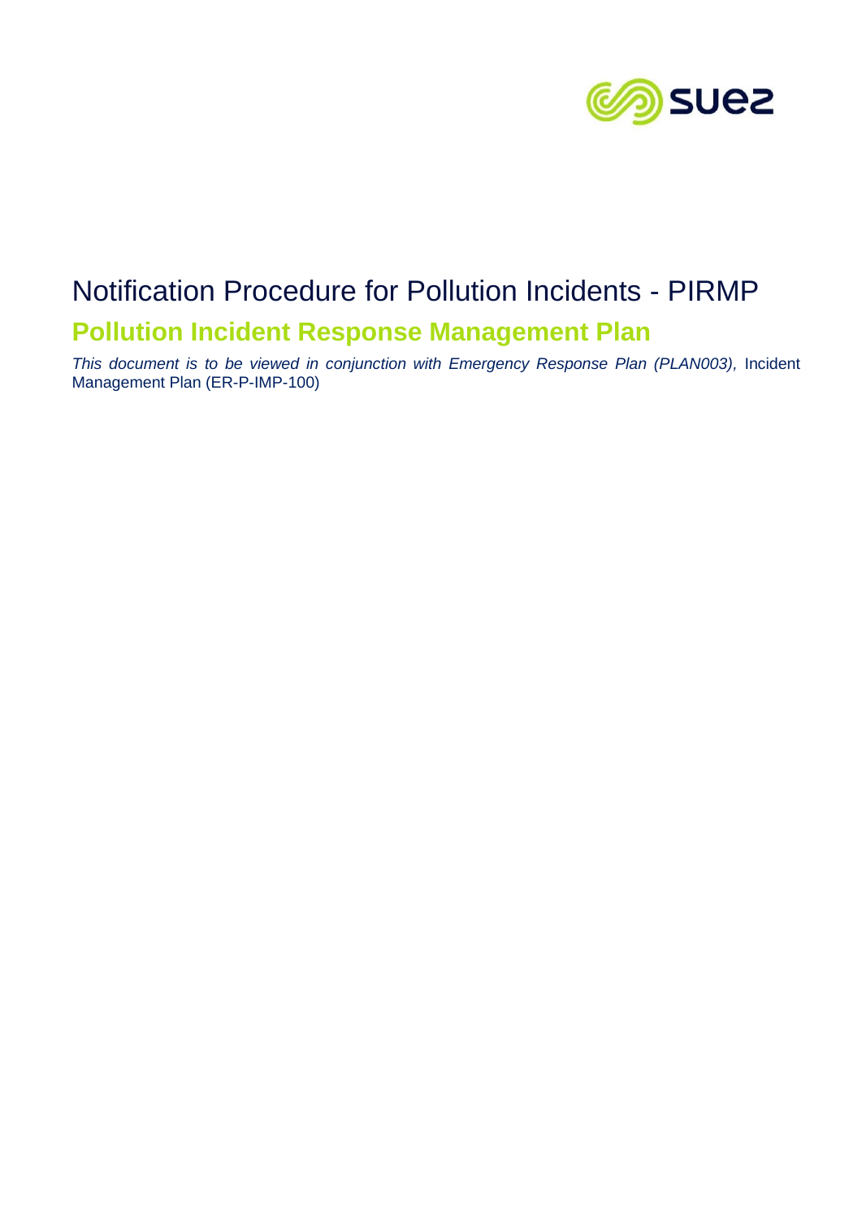# Notification Procedure for Pollution Incidents - PIRMP

## Pollution Incident Response Management Plan

*This document is to be viewed in conjunction with Emergency Response Plan (PLAN003),* Incident Management Plan (ER-P-IMP-100)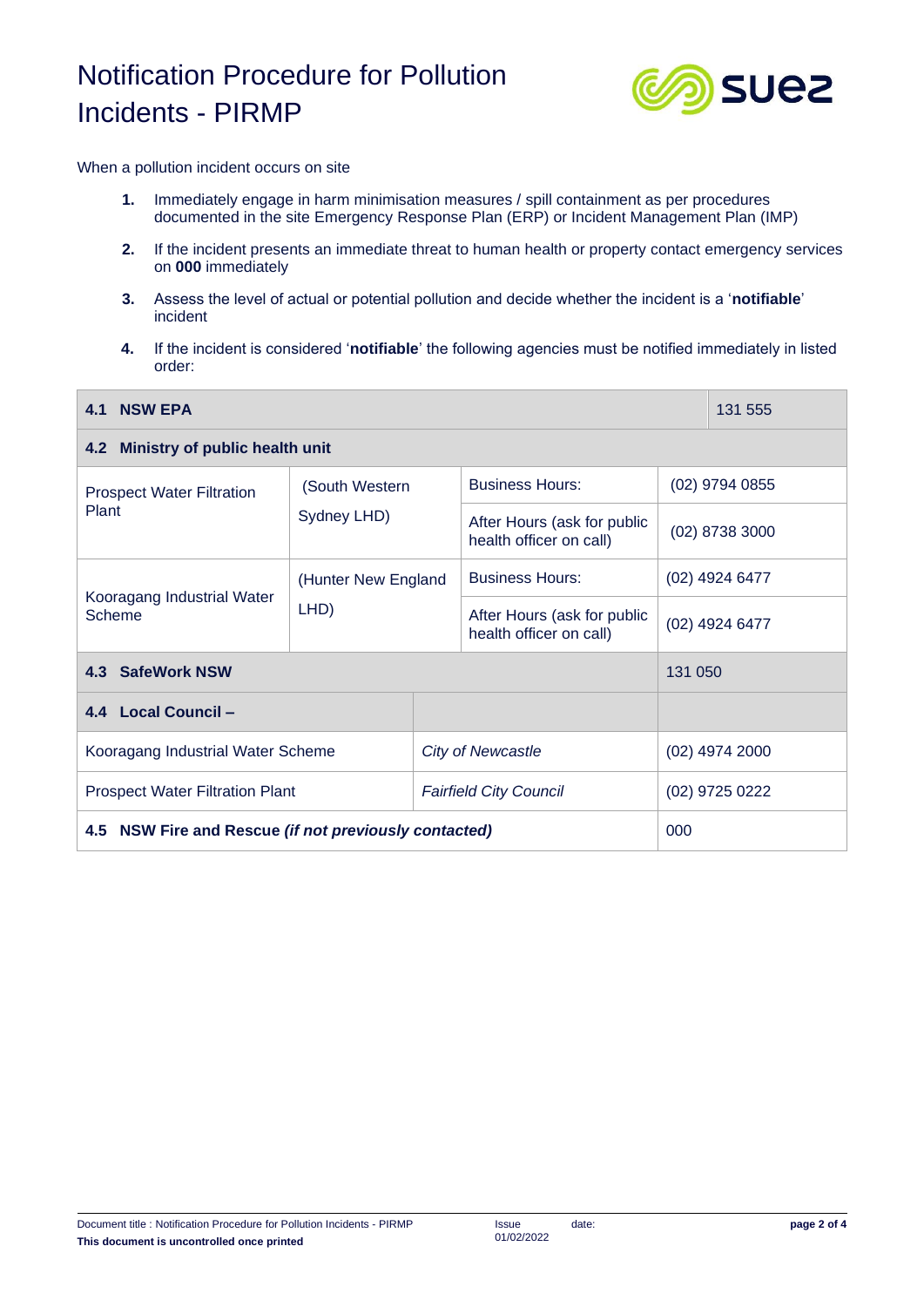# Notification Procedure for Pollution Incidents - PIRMP

When a pollution incident occurs on site

1. Immediately engage in harm minimisation measures / spill containment as per procedures documented in the site Emergency Response Plan (ERP) or Incident Management Plan (IMP)
2. If the incident presents an immediate threat to human health or property contact emergency services on **000** immediately
3. Assess the level of actual or potential pollution and decide whether the incident is a '**notifiable**' incident
4. If the incident is considered '**notifiable**' the following agencies must be notified immediately in listed order:

| **4.1 NSW EPA** | | | 131 555 |
|---|---|---|---|
| **4.2 Ministry of public health unit** | | | |
| Prospect Water Filtration Plant | (South Western Sydney LHD) | Business Hours: | (02) 9794 0855 |
| | | After Hours (ask for public health officer on call) | (02) 8738 3000 |
| Kooragang Industrial Water Scheme | (Hunter New England LHD) | Business Hours: | (02) 4924 6477 |
| | | After Hours (ask for public health officer on call) | (02) 4924 6477 |
| **4.3 SafeWork NSW** | | | 131 050 |
| **4.4 Local Council –** | | | |
| Kooragang Industrial Water Scheme | *City of Newcastle* | | (02) 4974 2000 |
| Prospect Water Filtration Plant | *Fairfield City Council* | | (02) 9725 0222 |
| **4.5 NSW Fire and Rescue *(if not previously contacted)*** | | | 000 |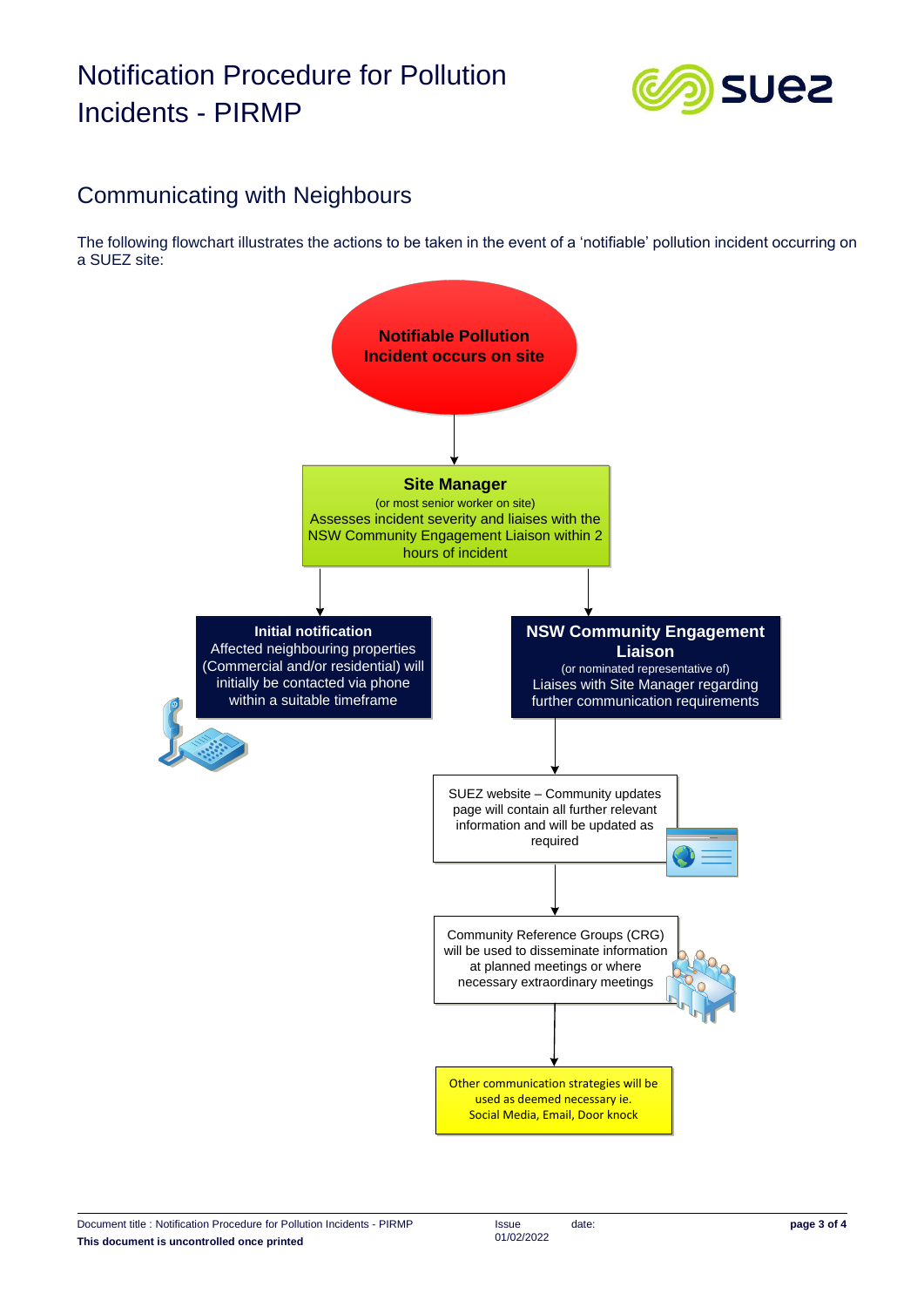# Notification Procedure for Pollution Incidents - PIRMP

## Communicating with Neighbours

The following flowchart illustrates the actions to be taken in the event of a 'notifiable' pollution incident occurring on a SUEZ site:

**Notifiable Pollution Incident occurs on site**

**Site Manager**
(or most senior worker on site)
Assesses incident severity and liaises with the NSW Community Engagement Liaison within 2 hours of incident

**Initial notification**
Affected neighbouring properties (Commercial and/or residential) will initially be contacted via phone within a suitable timeframe

**NSW Community Engagement Liaison**
(or nominated representative of)
Liaises with Site Manager regarding further communication requirements

SUEZ website – Community updates page will contain all further relevant information and will be updated as required

Community Reference Groups (CRG) will be used to disseminate information at planned meetings or where necessary extraordinary meetings

Other communication strategies will be used as deemed necessary ie. Social Media, Email, Door knock

Document title : Notification Procedure for Pollution Incidents - PIRMP
**This document is uncontrolled once printed**
Issue date: 01/02/2022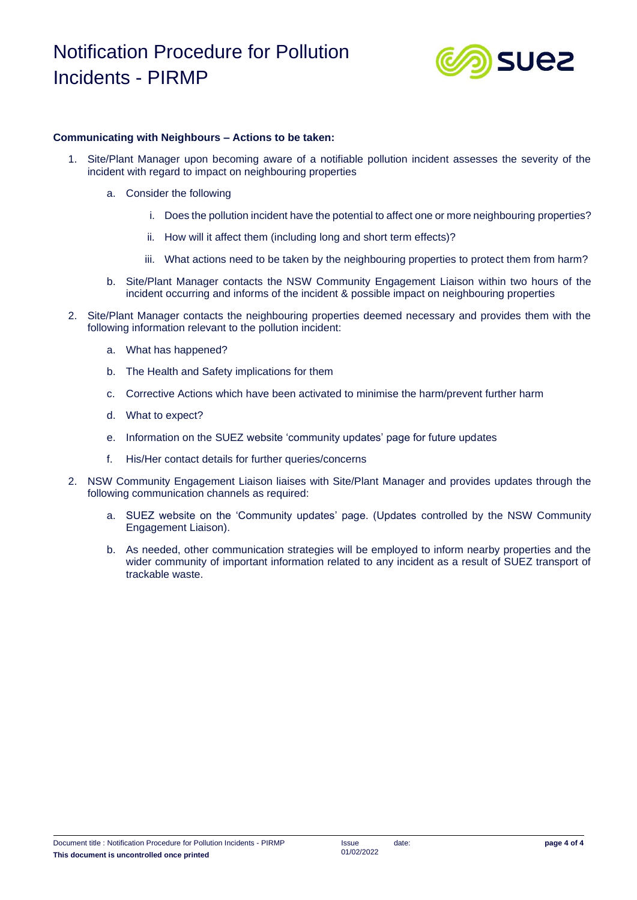**Communicating with Neighbours – Actions to be taken:**

1. Site/Plant Manager upon becoming aware of a notifiable pollution incident assesses the severity of the incident with regard to impact on neighbouring properties
    a. Consider the following
        i. Does the pollution incident have the potential to affect one or more neighbouring properties?
        ii. How will it affect them (including long and short term effects)?
        iii. What actions need to be taken by the neighbouring properties to protect them from harm?
    b. Site/Plant Manager contacts the NSW Community Engagement Liaison within two hours of the incident occurring and informs of the incident & possible impact on neighbouring properties
2. Site/Plant Manager contacts the neighbouring properties deemed necessary and provides them with the following information relevant to the pollution incident:
    a. What has happened?
    b. The Health and Safety implications for them
    c. Corrective Actions which have been activated to minimise the harm/prevent further harm
    d. What to expect?
    e. Information on the SUEZ website 'community updates' page for future updates
    f. His/Her contact details for further queries/concerns
2. NSW Community Engagement Liaison liaises with Site/Plant Manager and provides updates through the following communication channels as required:
    a. SUEZ website on the 'Community updates' page. (Updates controlled by the NSW Community Engagement Liaison).
    b. As needed, other communication strategies will be employed to inform nearby properties and the wider community of important information related to any incident as a result of SUEZ transport of trackable waste.